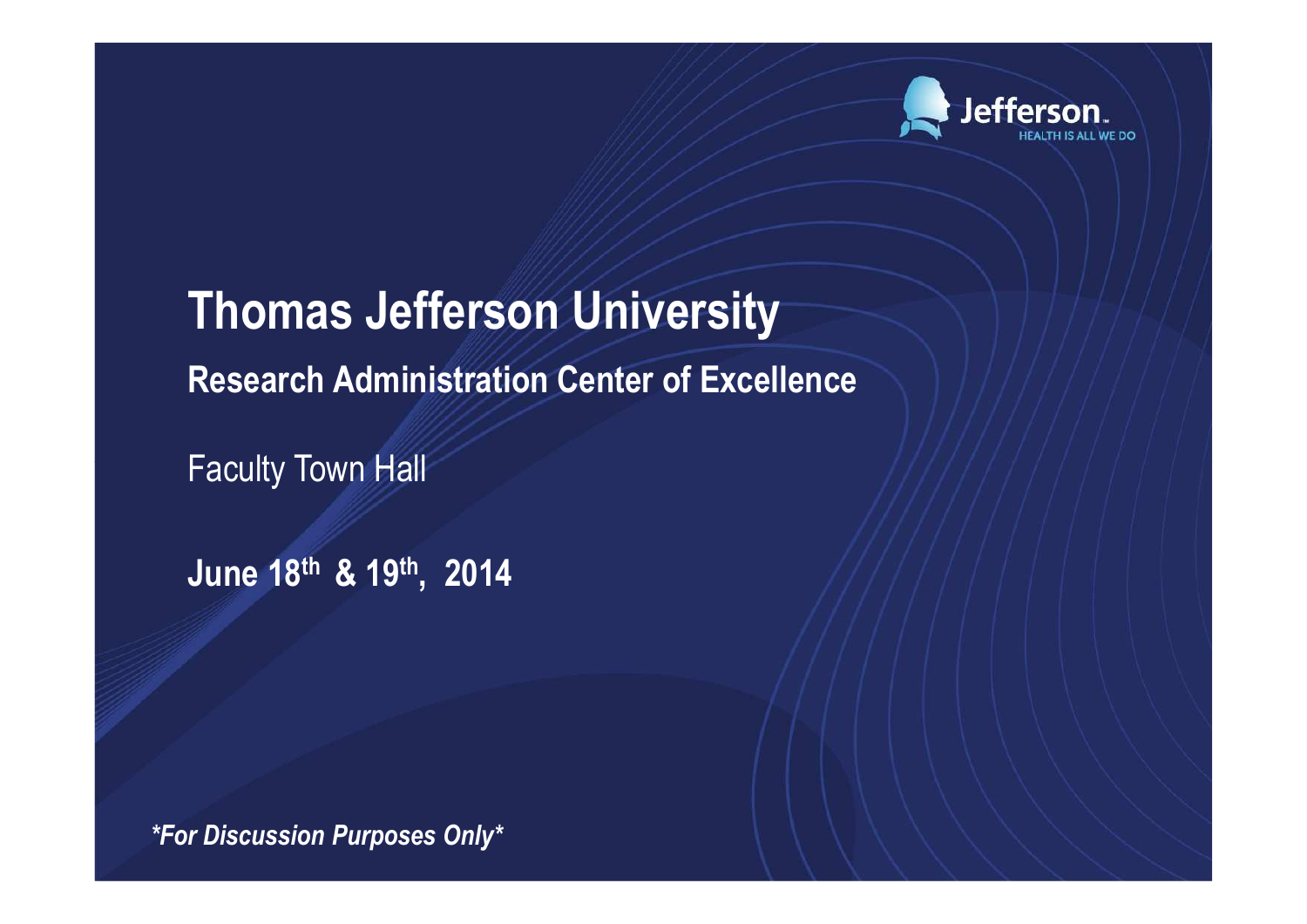# Thomas Jefferson University

## Research Administration Center of Excellence

Faculty Town Hall

**June 18th & 19th, 2014**

***For Discussion Purposes Only***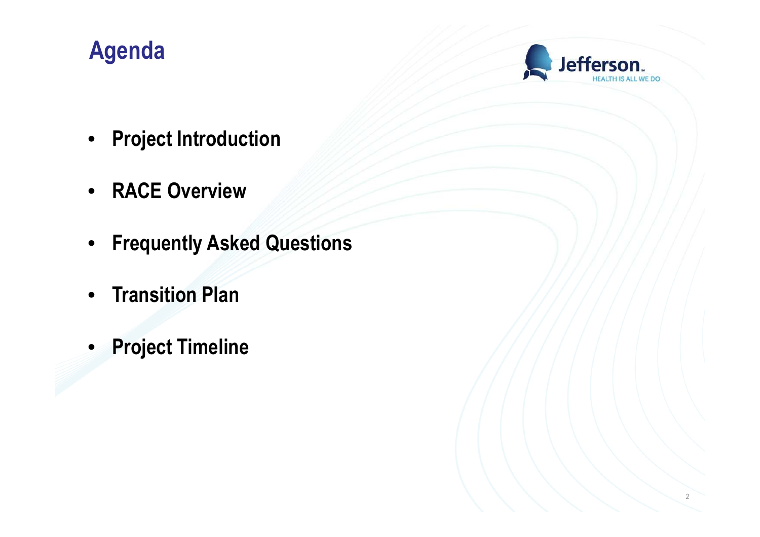# Agenda

- **Project Introduction**
- **RACE Overview**
- **Frequently Asked Questions**
- **Transition Plan**
- **Project Timeline**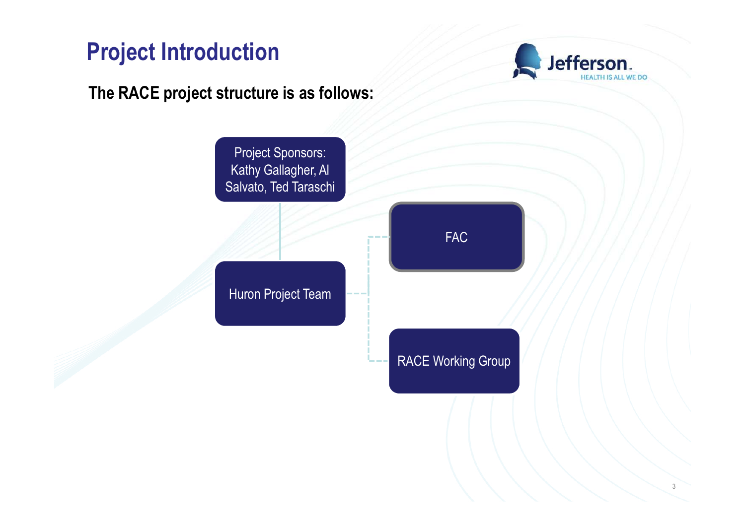# Project Introduction

**The RACE project structure is as follows:**

- Project Sponsors: Kathy Gallagher, Al Salvato, Ted Taraschi
  - Huron Project Team
    - FAC
    - RACE Working Group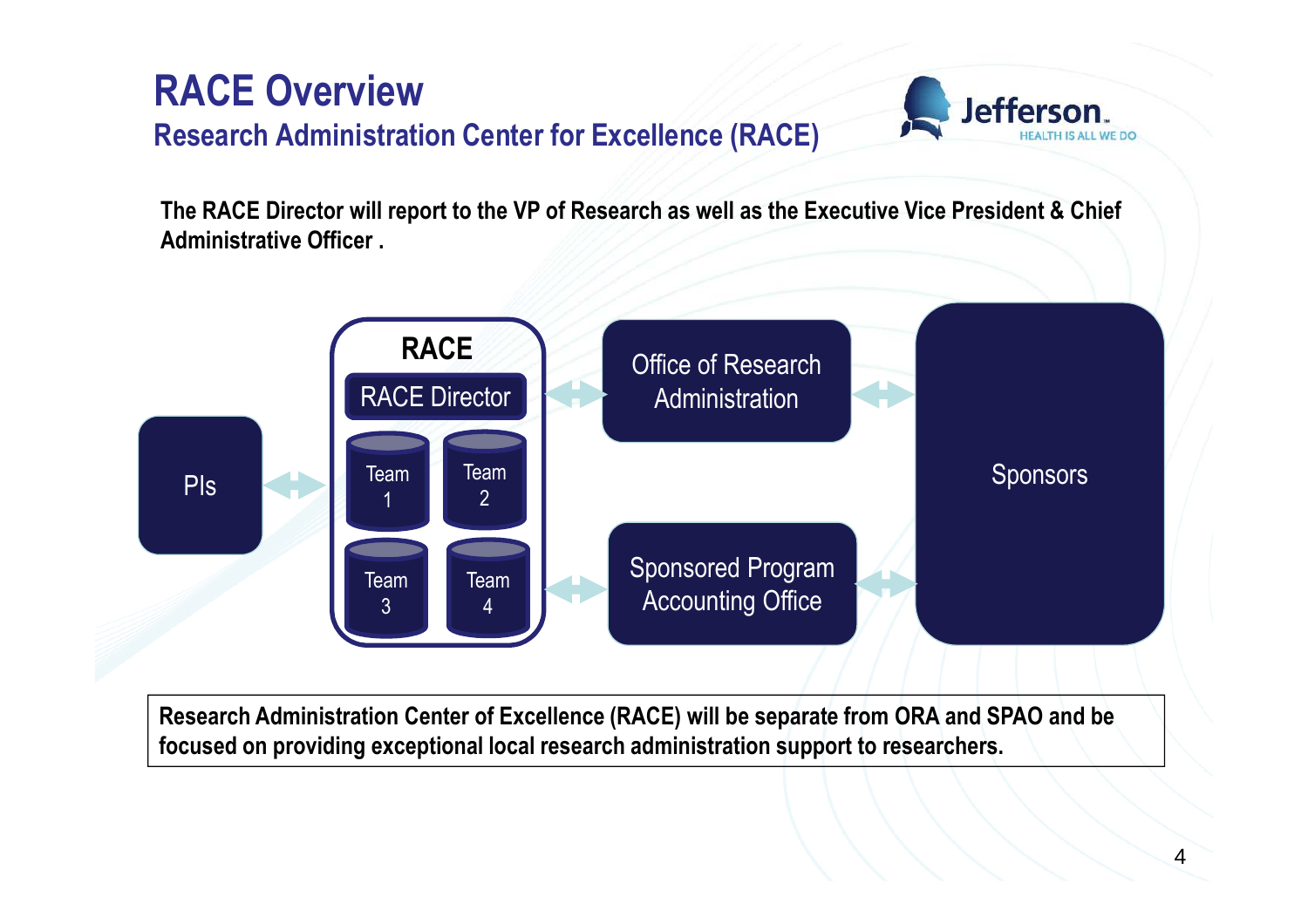# RACE Overview

## Research Administration Center for Excellence (RACE)

**The RACE Director will report to the VP of Research as well as the Executive Vice President & Chief Administrative Officer .**

PIs

RACE

RACE Director

Team 1

Team 2

Team 3

Team 4

Office of Research Administration

Sponsored Program Accounting Office

Sponsors

**Research Administration Center of Excellence (RACE) will be separate from ORA and SPAO and be focused on providing exceptional local research administration support to researchers.**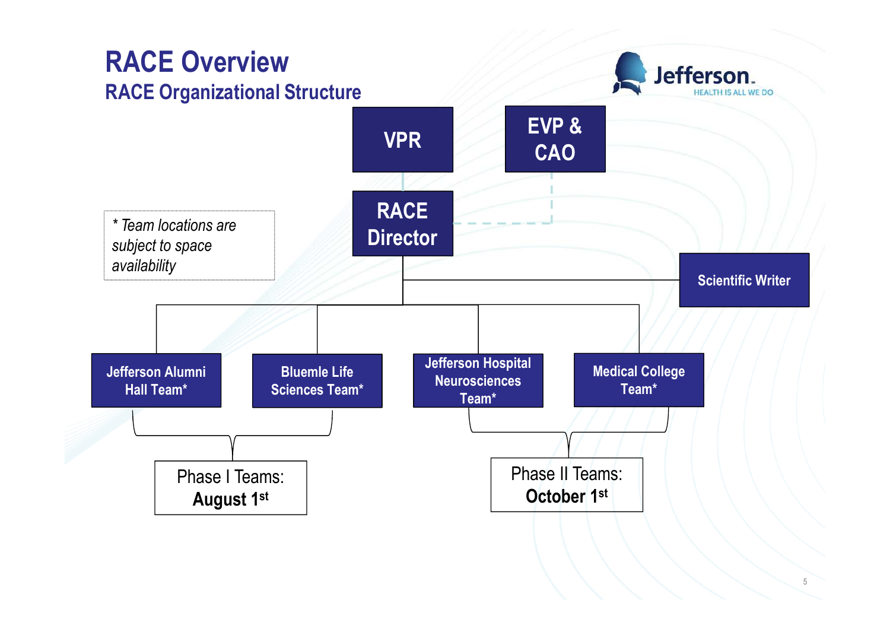# RACE Overview

## RACE Organizational Structure

- VPR
  - RACE Director
- EVP & CAO (dashed-line relationship to RACE Director)

RACE Director oversees:

- Scientific Writer
- Jefferson Alumni Hall Team*
- Bluemle Life Sciences Team*
- Jefferson Hospital Neurosciences Team*
- Medical College Team*

Phase I Teams: **August 1st** (Jefferson Alumni Hall Team*, Bluemle Life Sciences Team*)

Phase II Teams: **October 1st** (Jefferson Hospital Neurosciences Team*, Medical College Team*)

*\* Team locations are subject to space availability*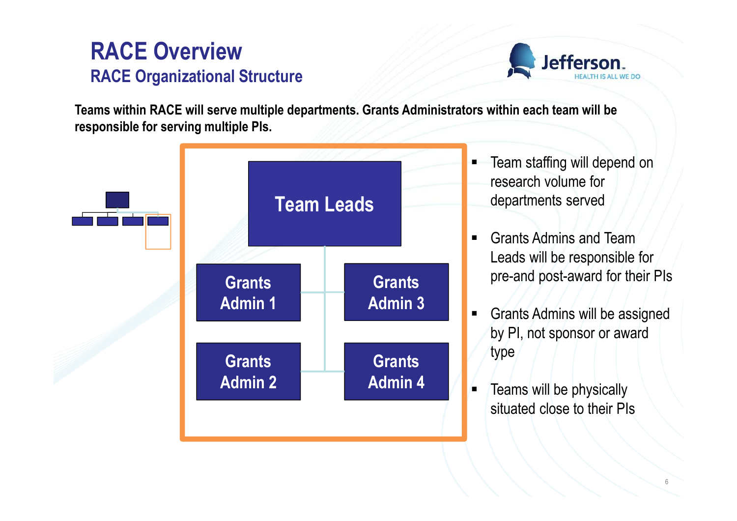# RACE Overview

## RACE Organizational Structure

**Teams within RACE will serve multiple departments. Grants Administrators within each team will be responsible for serving multiple PIs.**

- Team Leads
  - Grants Admin 1
  - Grants Admin 2
  - Grants Admin 3
  - Grants Admin 4

- Team staffing will depend on research volume for departments served
- Grants Admins and Team Leads will be responsible for pre-and post-award for their PIs
- Grants Admins will be assigned by PI, not sponsor or award type
- Teams will be physically situated close to their PIs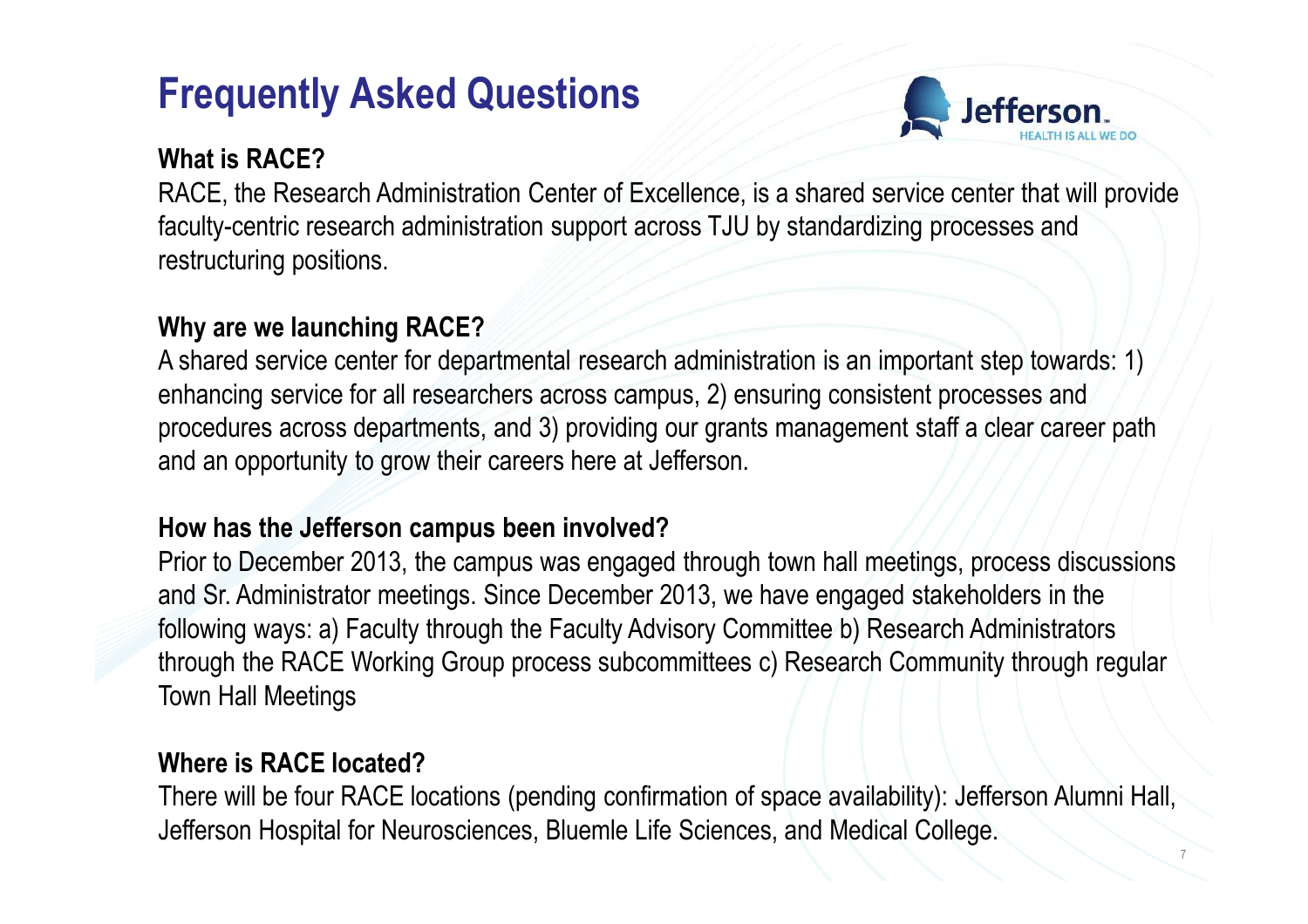# Frequently Asked Questions

### What is RACE?

RACE, the Research Administration Center of Excellence, is a shared service center that will provide faculty-centric research administration support across TJU by standardizing processes and restructuring positions.

### Why are we launching RACE?

A shared service center for departmental research administration is an important step towards: 1) enhancing service for all researchers across campus, 2) ensuring consistent processes and procedures across departments, and 3) providing our grants management staff a clear career path and an opportunity to grow their careers here at Jefferson.

### How has the Jefferson campus been involved?

Prior to December 2013, the campus was engaged through town hall meetings, process discussions and Sr. Administrator meetings. Since December 2013, we have engaged stakeholders in the following ways: a) Faculty through the Faculty Advisory Committee b) Research Administrators through the RACE Working Group process subcommittees c) Research Community through regular Town Hall Meetings

### Where is RACE located?

There will be four RACE locations (pending confirmation of space availability): Jefferson Alumni Hall, Jefferson Hospital for Neurosciences, Bluemle Life Sciences, and Medical College.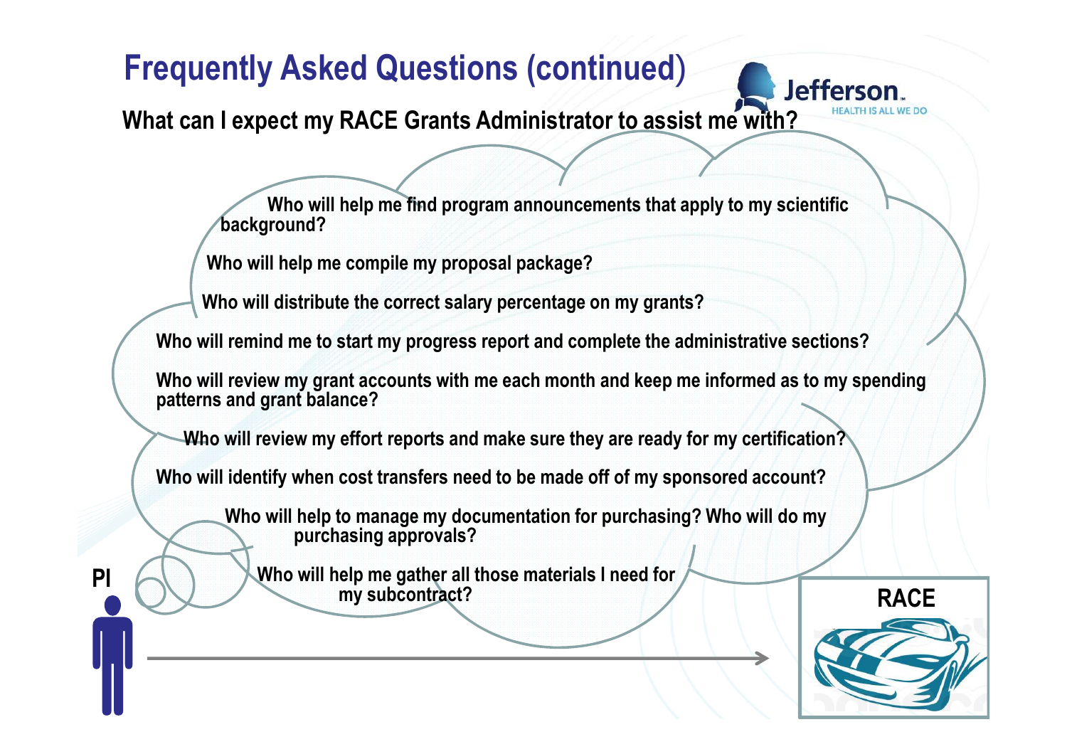# Frequently Asked Questions (continued)

**What can I expect my RACE Grants Administrator to assist me with?**

Who will help me find program announcements that apply to my scientific background?

Who will help me compile my proposal package?

Who will distribute the correct salary percentage on my grants?

Who will remind me to start my progress report and complete the administrative sections?

Who will review my grant accounts with me each month and keep me informed as to my spending patterns and grant balance?

Who will review my effort reports and make sure they are ready for my certification?

Who will identify when cost transfers need to be made off of my sponsored account?

Who will help to manage my documentation for purchasing? Who will do my purchasing approvals?

Who will help me gather all those materials I need for my subcontract?

PI

RACE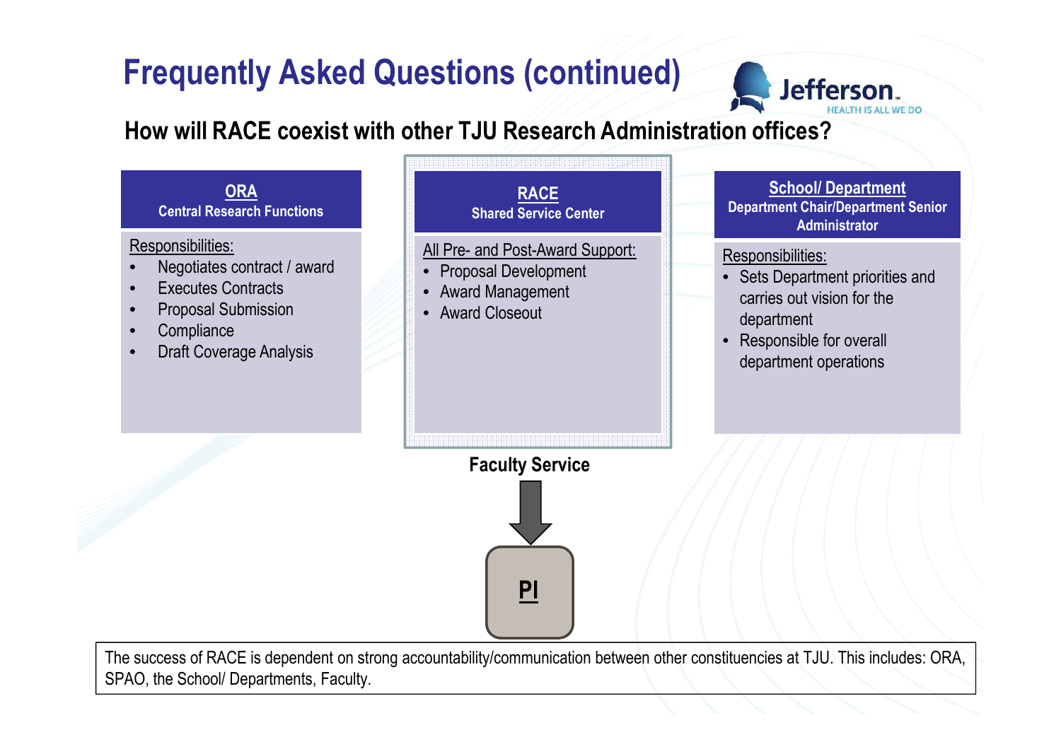# Frequently Asked Questions (continued)

## How will RACE coexist with other TJU Research Administration offices?

### ORA
**Central Research Functions**

Responsibilities:

- Negotiates contract / award
- Executes Contracts
- Proposal Submission
- Compliance
- Draft Coverage Analysis

### RACE
**Shared Service Center**

All Pre- and Post-Award Support:

- Proposal Development
- Award Management
- Award Closeout

### School/ Department
**Department Chair/Department Senior Administrator**

Responsibilities:

- Sets Department priorities and carries out vision for the department
- Responsible for overall department operations

**Faculty Service**

**PI**

The success of RACE is dependent on strong accountability/communication between other constituencies at TJU. This includes: ORA, SPAO, the School/ Departments, Faculty.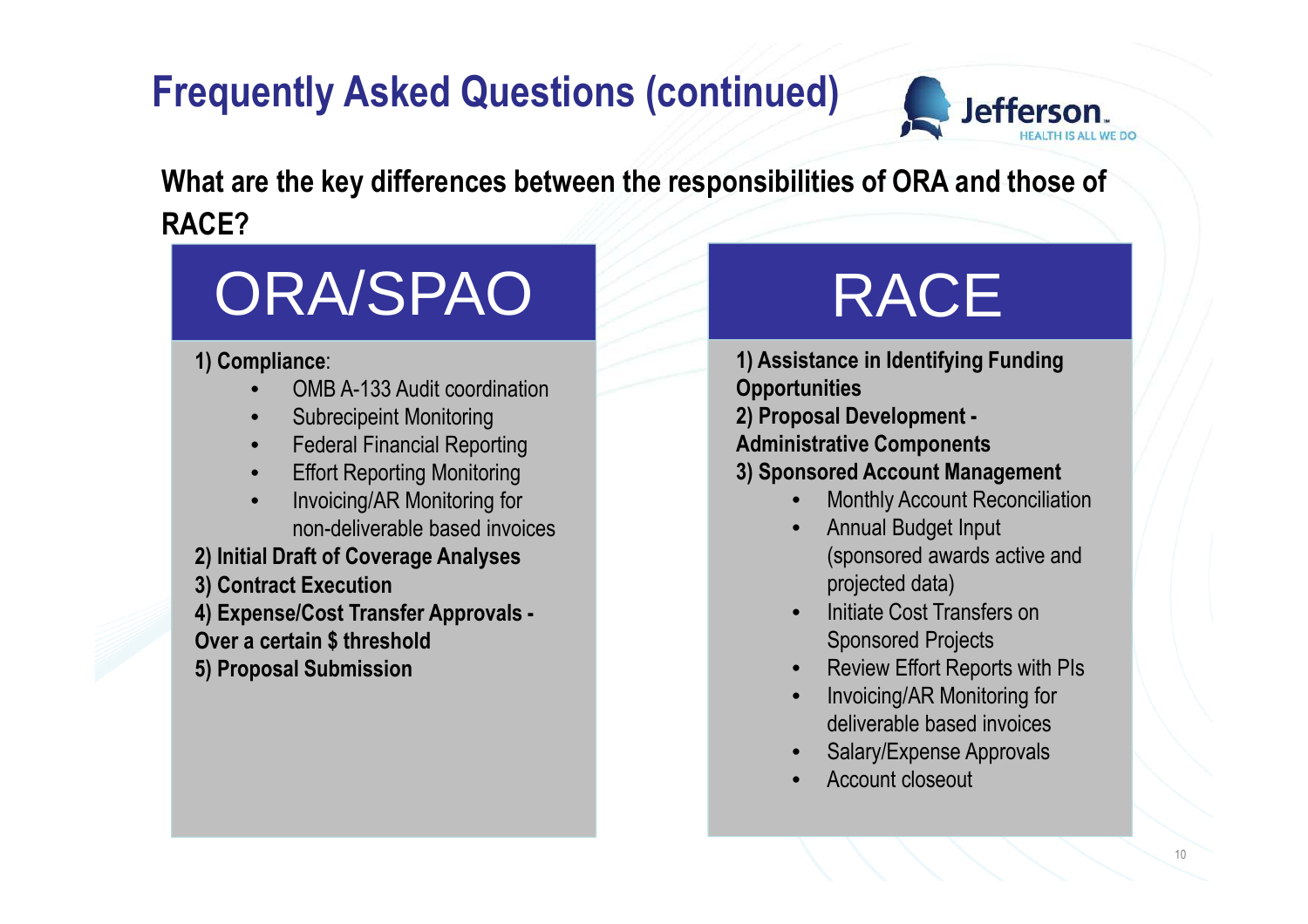# Frequently Asked Questions (continued)

**What are the key differences between the responsibilities of ORA and those of RACE?**

## ORA/SPAO

**1) Compliance**:

- OMB A-133 Audit coordination
- Subrecipeint Monitoring
- Federal Financial Reporting
- Effort Reporting Monitoring
- Invoicing/AR Monitoring for non-deliverable based invoices

**2) Initial Draft of Coverage Analyses**

**3) Contract Execution**

**4) Expense/Cost Transfer Approvals - Over a certain $ threshold**

**5) Proposal Submission**

## RACE

**1) Assistance in Identifying Funding Opportunities**

**2) Proposal Development - Administrative Components**

**3) Sponsored Account Management**

- Monthly Account Reconciliation
- Annual Budget Input (sponsored awards active and projected data)
- Initiate Cost Transfers on Sponsored Projects
- Review Effort Reports with PIs
- Invoicing/AR Monitoring for deliverable based invoices
- Salary/Expense Approvals
- Account closeout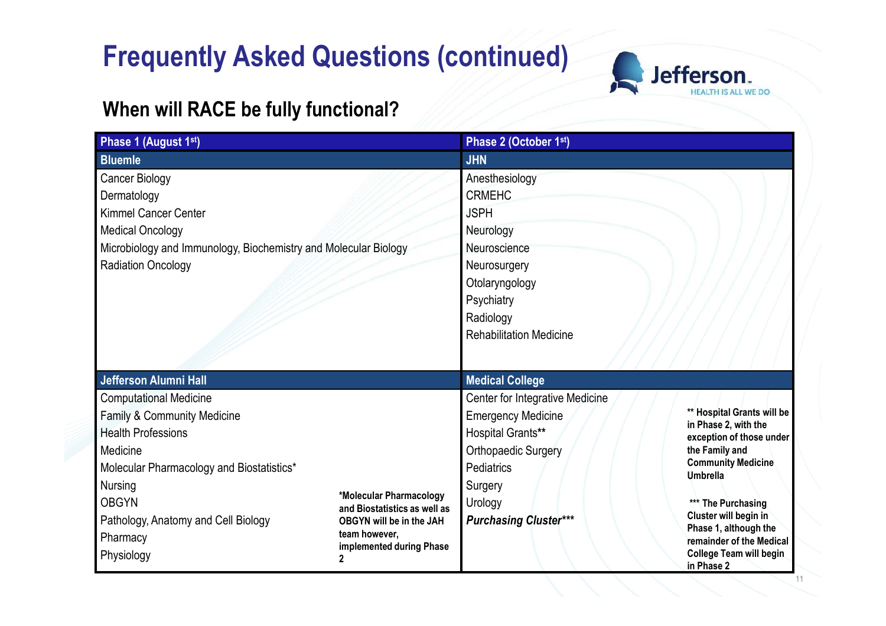# Frequently Asked Questions (continued)

## When will RACE be fully functional?

| Phase 1 (August 1st) | Phase 2 (October 1st) |
|---|---|
| **Bluemle** | **JHN** |
| Cancer Biology | Anesthesiology |
| Dermatology | CRMEHC |
| Kimmel Cancer Center | JSPH |
| Medical Oncology | Neurology |
| Microbiology and Immunology, Biochemistry and Molecular Biology | Neuroscience |
| Radiation Oncology | Neurosurgery |
| | Otolaryngology |
| | Psychiatry |
| | Radiology |
| | Rehabilitation Medicine |
| **Jefferson Alumni Hall** | **Medical College** |
| Computational Medicine | Center for Integrative Medicine |
| Family & Community Medicine | Emergency Medicine |
| Health Professions | Hospital Grants** |
| Medicine | Orthopaedic Surgery |
| Molecular Pharmacology and Biostatistics* | Pediatrics |
| Nursing | Surgery |
| OBGYN | Urology |
| Pathology, Anatomy and Cell Biology | *Purchasing Cluster**** |
| Pharmacy | |
| Physiology | |

**\*Molecular Pharmacology and Biostatistics as well as OBGYN will be in the JAH team however, implemented during Phase 2**

**\*\* Hospital Grants will be in Phase 2, with the exception of those under the Family and Community Medicine Umbrella**

**\*\*\* The Purchasing Cluster will begin in Phase 1, although the remainder of the Medical College Team will begin in Phase 2**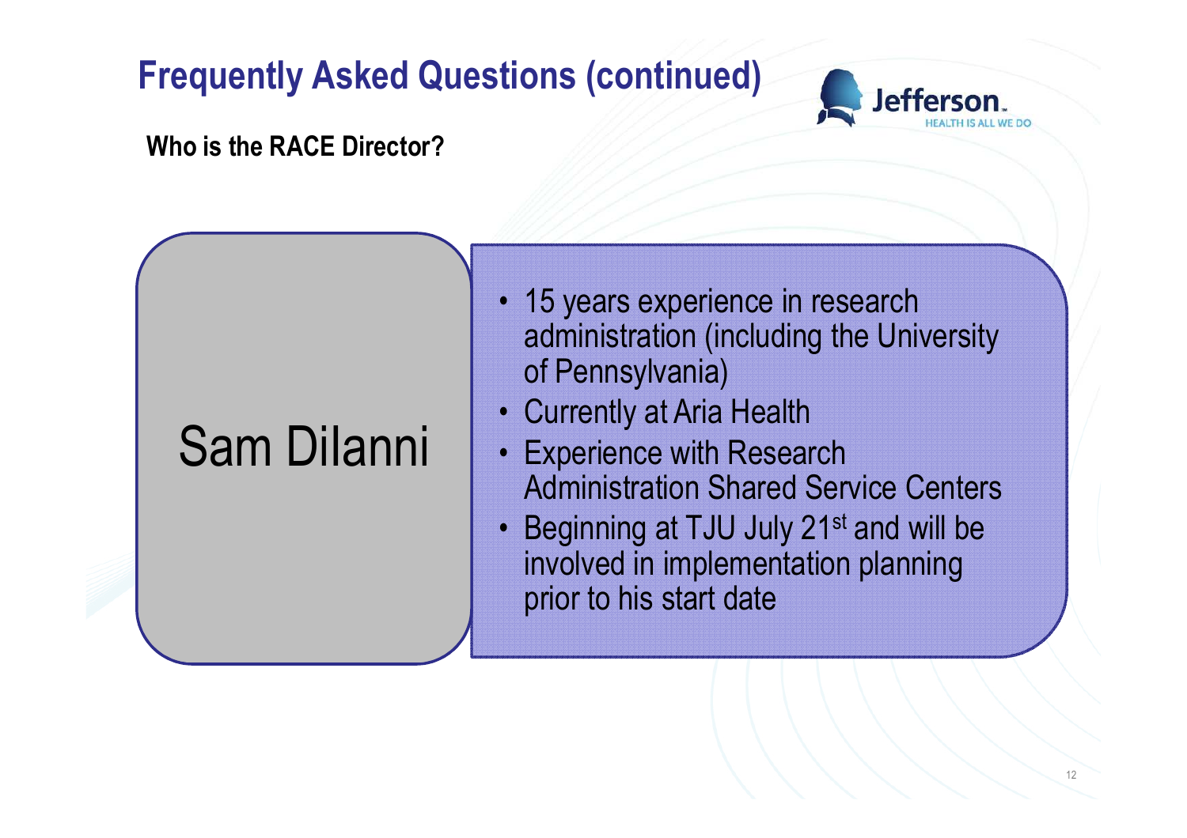# Frequently Asked Questions (continued)

**Who is the RACE Director?**

Sam Dilanni

- 15 years experience in research administration (including the University of Pennsylvania)
- Currently at Aria Health
- Experience with Research Administration Shared Service Centers
- Beginning at TJU July 21st and will be involved in implementation planning prior to his start date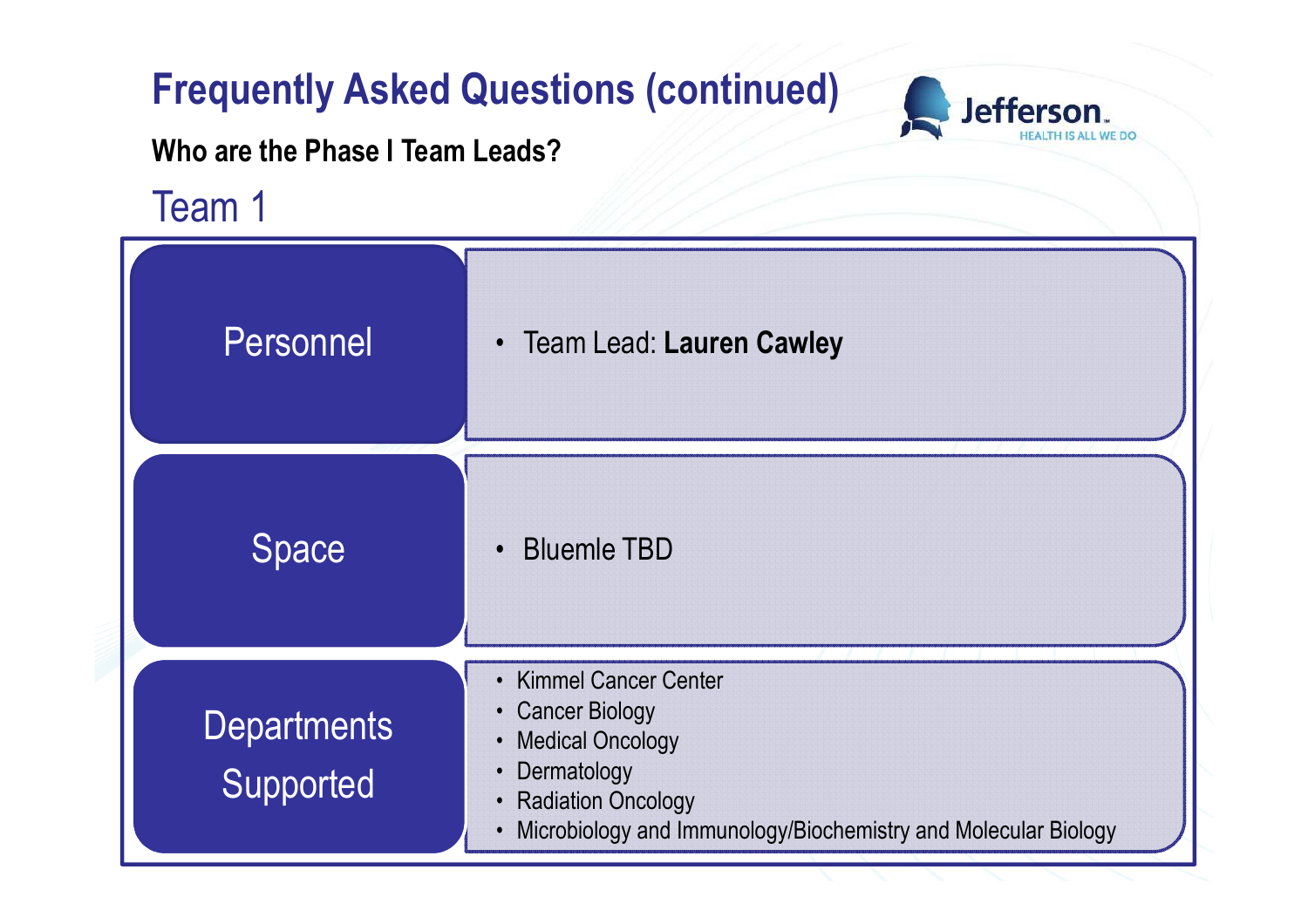# Frequently Asked Questions (continued)

**Who are the Phase I Team Leads?**

## Team 1

| | |
|---|---|
| Personnel | • Team Lead: **Lauren Cawley** |
| Space | • Bluemle TBD |
| Departments Supported | • Kimmel Cancer Center<br>• Cancer Biology<br>• Medical Oncology<br>• Dermatology<br>• Radiation Oncology<br>• Microbiology and Immunology/Biochemistry and Molecular Biology |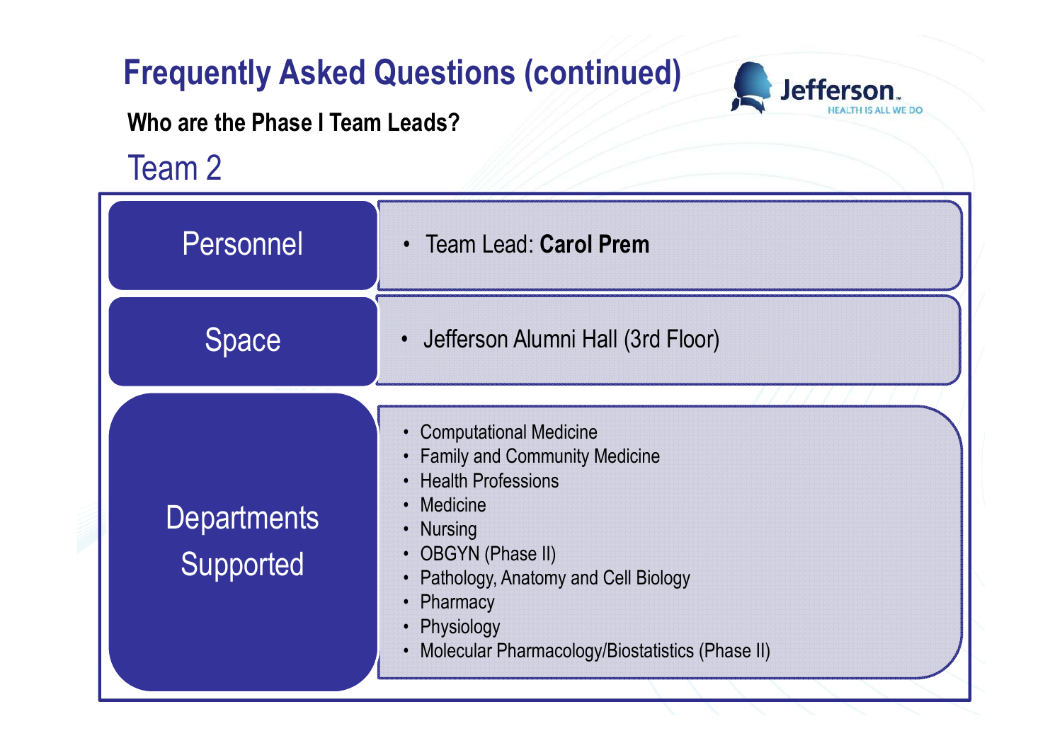# Frequently Asked Questions (continued)

**Who are the Phase I Team Leads?**

## Team 2

| | |
|---|---|
| Personnel | • Team Lead: **Carol Prem** |
| Space | • Jefferson Alumni Hall (3rd Floor) |
| Departments Supported | • Computational Medicine<br>• Family and Community Medicine<br>• Health Professions<br>• Medicine<br>• Nursing<br>• OBGYN (Phase II)<br>• Pathology, Anatomy and Cell Biology<br>• Pharmacy<br>• Physiology<br>• Molecular Pharmacology/Biostatistics (Phase II) |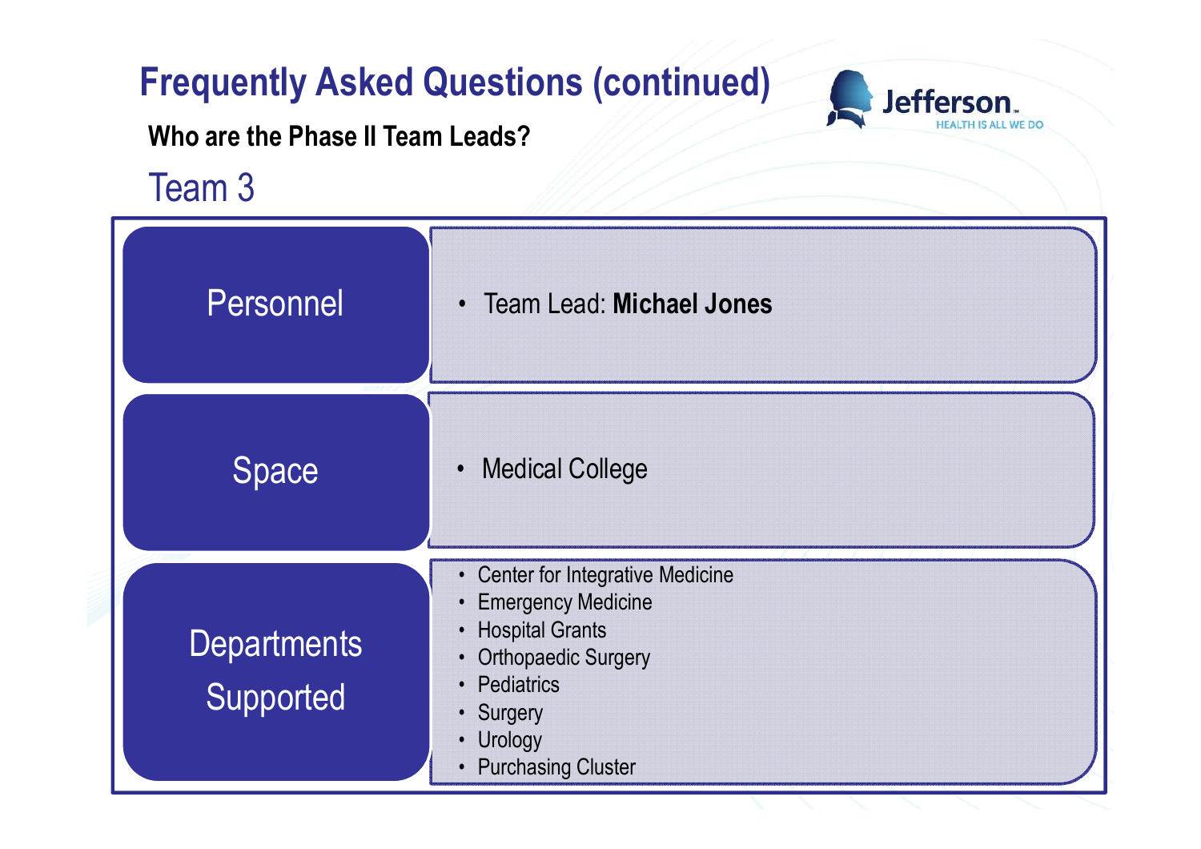# Frequently Asked Questions (continued)

**Who are the Phase II Team Leads?**

## Team 3

| | |
|---|---|
| Personnel | • Team Lead: **Michael Jones** |
| Space | • Medical College |
| Departments Supported | • Center for Integrative Medicine<br>• Emergency Medicine<br>• Hospital Grants<br>• Orthopaedic Surgery<br>• Pediatrics<br>• Surgery<br>• Urology<br>• Purchasing Cluster |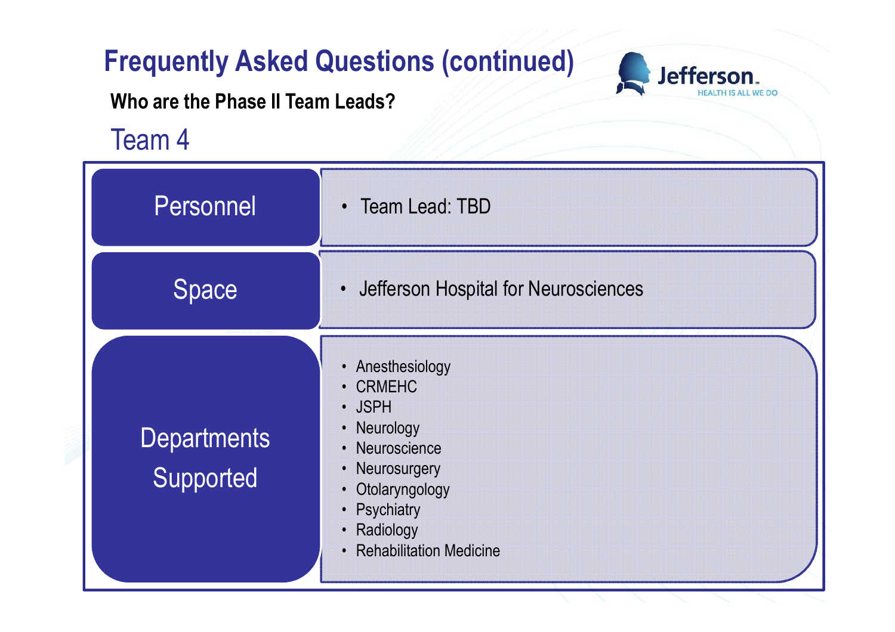# Frequently Asked Questions (continued)

**Who are the Phase II Team Leads?**

## Team 4

| | |
|---|---|
| Personnel | • Team Lead: TBD |
| Space | • Jefferson Hospital for Neurosciences |
| Departments Supported | • Anesthesiology<br>• CRMEHC<br>• JSPH<br>• Neurology<br>• Neuroscience<br>• Neurosurgery<br>• Otolaryngology<br>• Psychiatry<br>• Radiology<br>• Rehabilitation Medicine |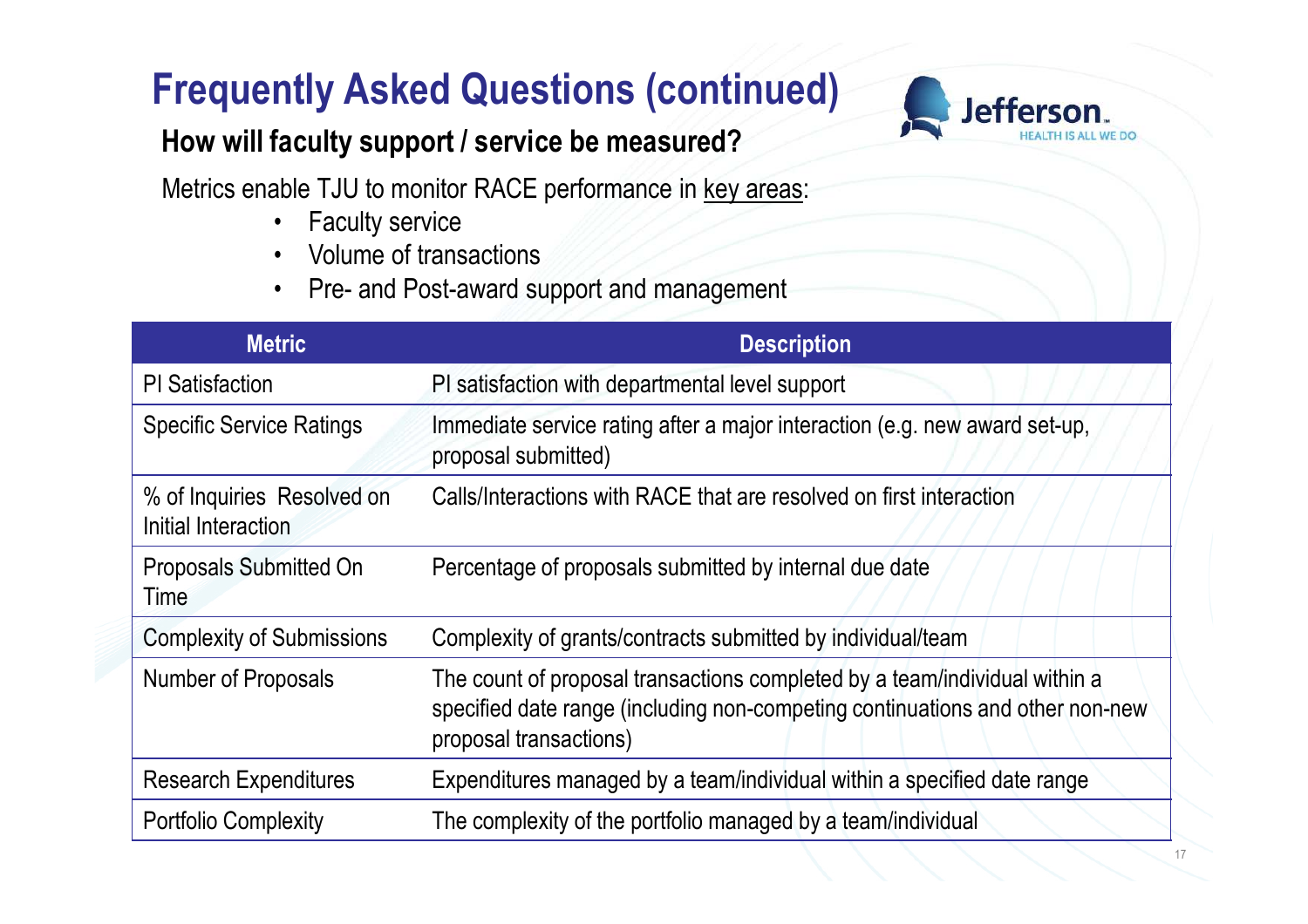# Frequently Asked Questions (continued)

## How will faculty support / service be measured?

Metrics enable TJU to monitor RACE performance in key areas:

- Faculty service
- Volume of transactions
- Pre- and Post-award support and management

| Metric | Description |
|---|---|
| PI Satisfaction | PI satisfaction with departmental level support |
| Specific Service Ratings | Immediate service rating after a major interaction (e.g. new award set-up, proposal submitted) |
| % of Inquiries Resolved on Initial Interaction | Calls/Interactions with RACE that are resolved on first interaction |
| Proposals Submitted On Time | Percentage of proposals submitted by internal due date |
| Complexity of Submissions | Complexity of grants/contracts submitted by individual/team |
| Number of Proposals | The count of proposal transactions completed by a team/individual within a specified date range (including non-competing continuations and other non-new proposal transactions) |
| Research Expenditures | Expenditures managed by a team/individual within a specified date range |
| Portfolio Complexity | The complexity of the portfolio managed by a team/individual |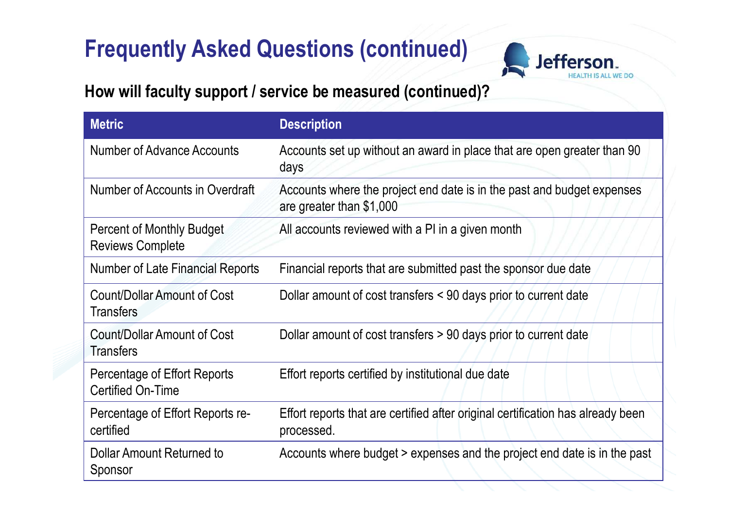# Frequently Asked Questions (continued)

## How will faculty support / service be measured (continued)?

| Metric | Description |
|---|---|
| Number of Advance Accounts | Accounts set up without an award in place that are open greater than 90 days |
| Number of Accounts in Overdraft | Accounts where the project end date is in the past and budget expenses are greater than $1,000 |
| Percent of Monthly Budget Reviews Complete | All accounts reviewed with a PI in a given month |
| Number of Late Financial Reports | Financial reports that are submitted past the sponsor due date |
| Count/Dollar Amount of Cost Transfers | Dollar amount of cost transfers < 90 days prior to current date |
| Count/Dollar Amount of Cost Transfers | Dollar amount of cost transfers > 90 days prior to current date |
| Percentage of Effort Reports Certified On-Time | Effort reports certified by institutional due date |
| Percentage of Effort Reports re-certified | Effort reports that are certified after original certification has already been processed. |
| Dollar Amount Returned to Sponsor | Accounts where budget > expenses and the project end date is in the past |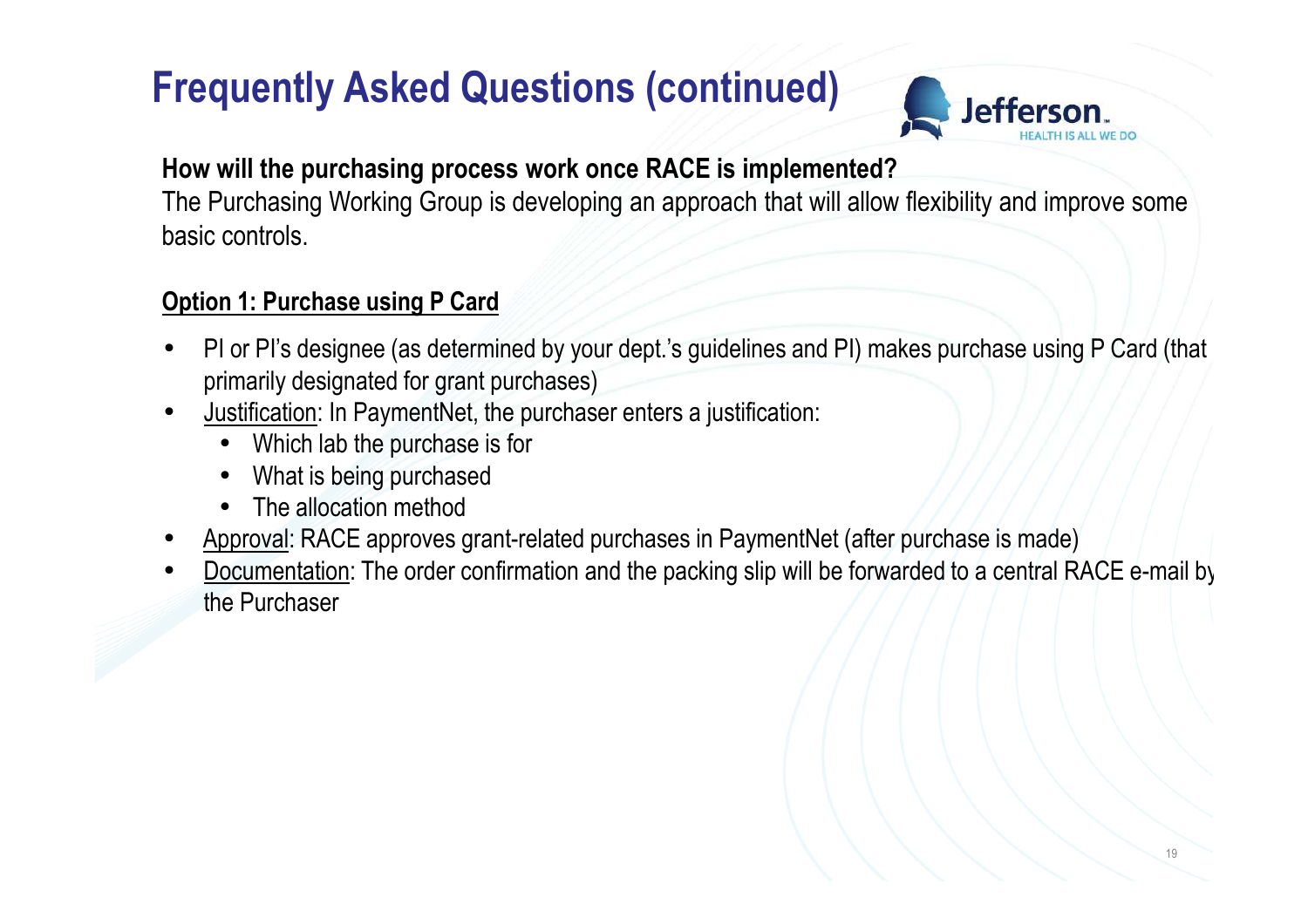# Frequently Asked Questions (continued)

**How will the purchasing process work once RACE is implemented?**

The Purchasing Working Group is developing an approach that will allow flexibility and improve some basic controls.

**<u>Option 1: Purchase using P Card</u>**

- PI or PI's designee (as determined by your dept.'s guidelines and PI) makes purchase using P Card (that primarily designated for grant purchases)
- <u>Justification</u>: In PaymentNet, the purchaser enters a justification:
  - Which lab the purchase is for
  - What is being purchased
  - The allocation method
- <u>Approval</u>: RACE approves grant-related purchases in PaymentNet (after purchase is made)
- <u>Documentation</u>: The order confirmation and the packing slip will be forwarded to a central RACE e-mail by the Purchaser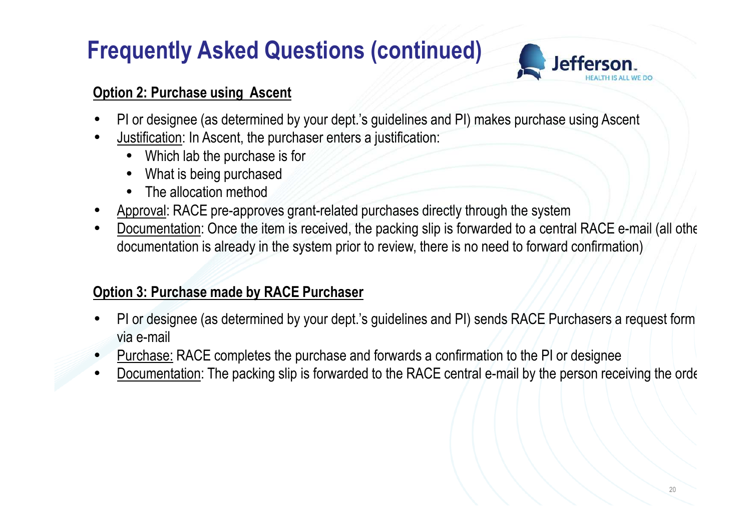# Frequently Asked Questions (continued)

**Option 2: Purchase using Ascent**

- PI or designee (as determined by your dept.'s guidelines and PI) makes purchase using Ascent
- Justification: In Ascent, the purchaser enters a justification:
  - Which lab the purchase is for
  - What is being purchased
  - The allocation method
- Approval: RACE pre-approves grant-related purchases directly through the system
- Documentation: Once the item is received, the packing slip is forwarded to a central RACE e-mail (all othe documentation is already in the system prior to review, there is no need to forward confirmation)

**Option 3: Purchase made by RACE Purchaser**

- PI or designee (as determined by your dept.'s guidelines and PI) sends RACE Purchasers a request form via e-mail
- Purchase: RACE completes the purchase and forwards a confirmation to the PI or designee
- Documentation: The packing slip is forwarded to the RACE central e-mail by the person receiving the orde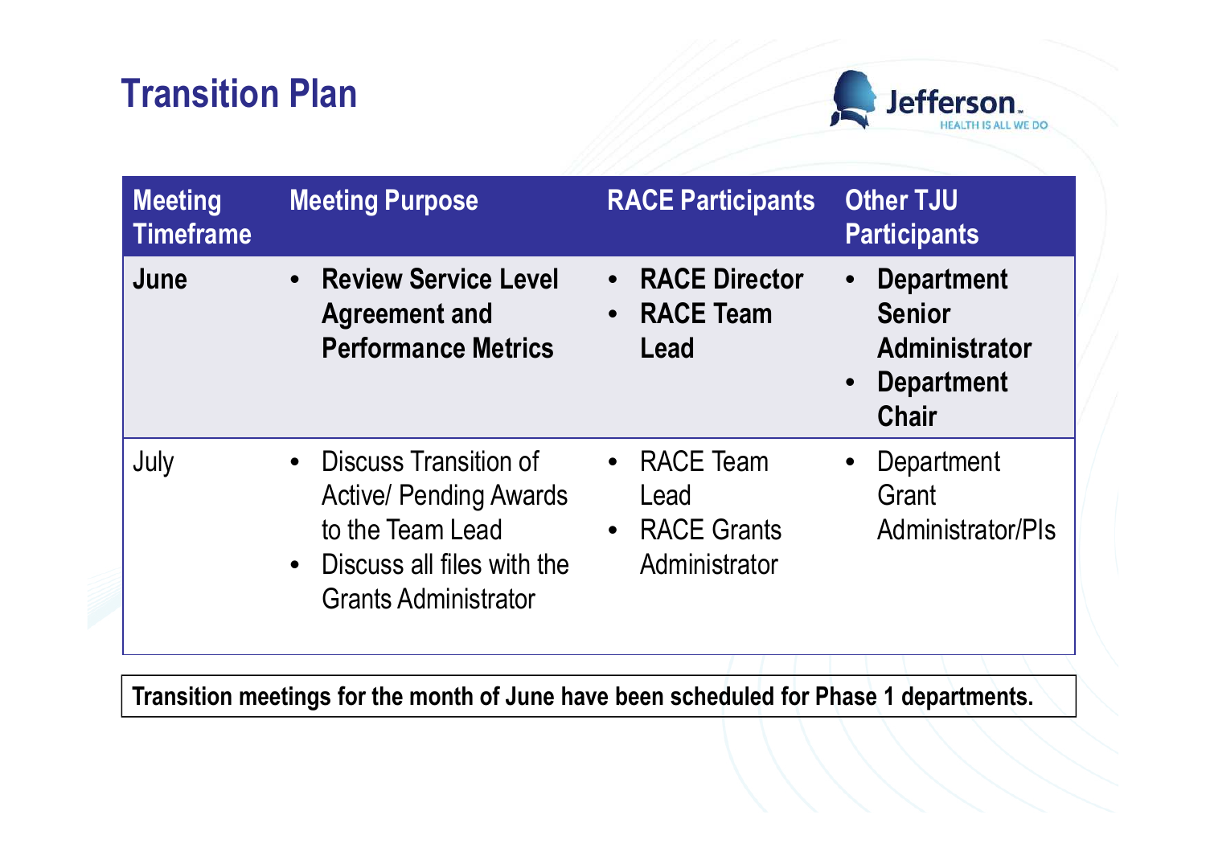# Transition Plan

| Meeting Timeframe | Meeting Purpose | RACE Participants | Other TJU Participants |
| --- | --- | --- | --- |
| **June** | • **Review Service Level Agreement and Performance Metrics** | • **RACE Director**<br>• **RACE Team Lead** | • **Department Senior Administrator**<br>• **Department Chair** |
| July | • Discuss Transition of Active/ Pending Awards to the Team Lead<br>• Discuss all files with the Grants Administrator | • RACE Team Lead<br>• RACE Grants Administrator | • Department Grant Administrator/PIs |

**Transition meetings for the month of June have been scheduled for Phase 1 departments.**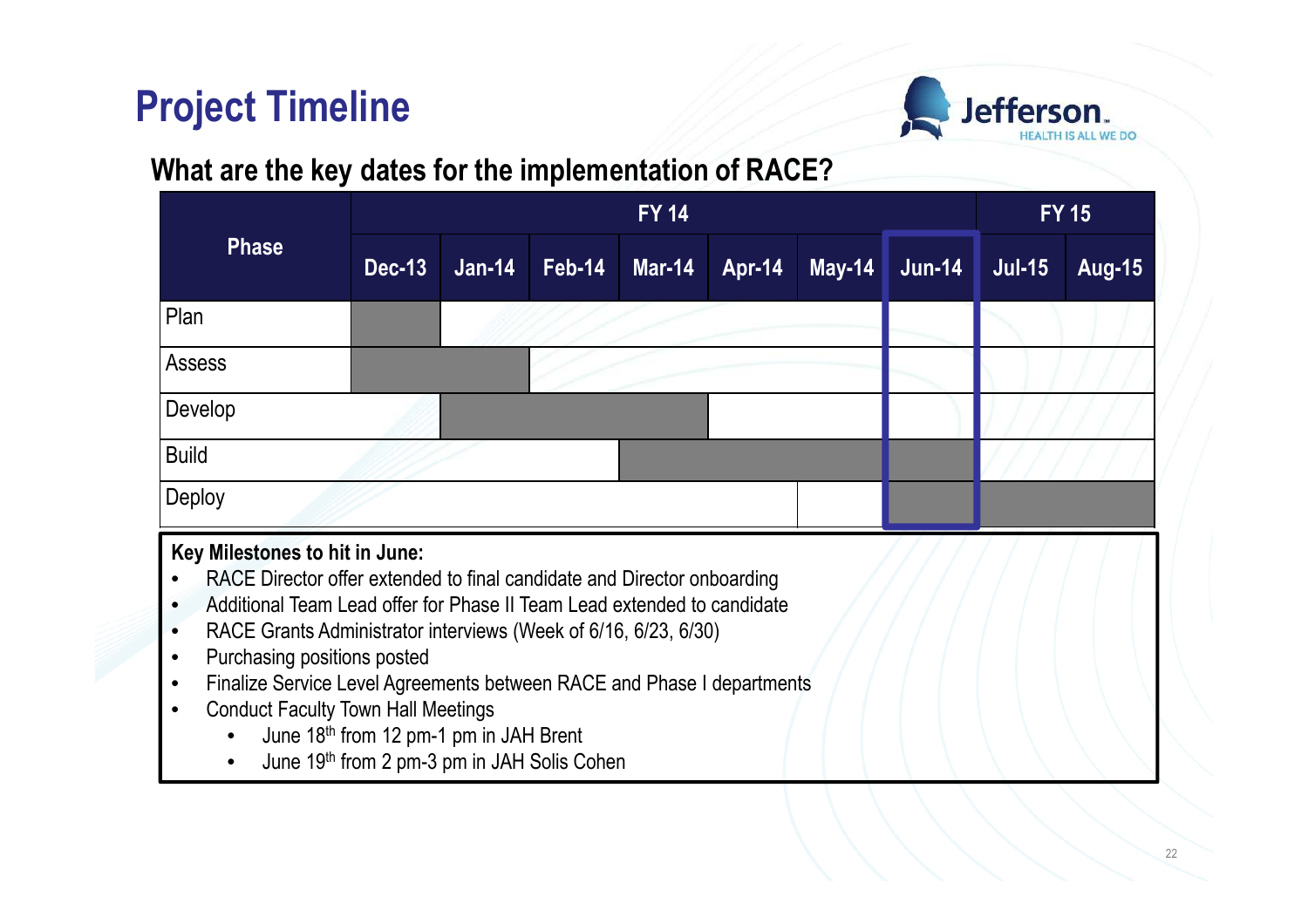# Project Timeline

## What are the key dates for the implementation of RACE?

| Phase | FY 14 | | | | | | | FY 15 | |
|---|---|---|---|---|---|---|---|---|---|
| | Dec-13 | Jan-14 | Feb-14 | Mar-14 | Apr-14 | May-14 | Jun-14 | Jul-15 | Aug-15 |
| Plan | ■ | | | | | | | | |
| Assess | ■ | ■ | | | | | | | |
| Develop | | ■ | ■ | | | | | | |
| Build | | | | ■ | ■ | ■ | ■ | | |
| Deploy | | | | | | | ■ | ■ | ■ |

**Key Milestones to hit in June:**

- RACE Director offer extended to final candidate and Director onboarding
- Additional Team Lead offer for Phase II Team Lead extended to candidate
- RACE Grants Administrator interviews (Week of 6/16, 6/23, 6/30)
- Purchasing positions posted
- Finalize Service Level Agreements between RACE and Phase I departments
- Conduct Faculty Town Hall Meetings
  - June 18th from 12 pm-1 pm in JAH Brent
  - June 19th from 2 pm-3 pm in JAH Solis Cohen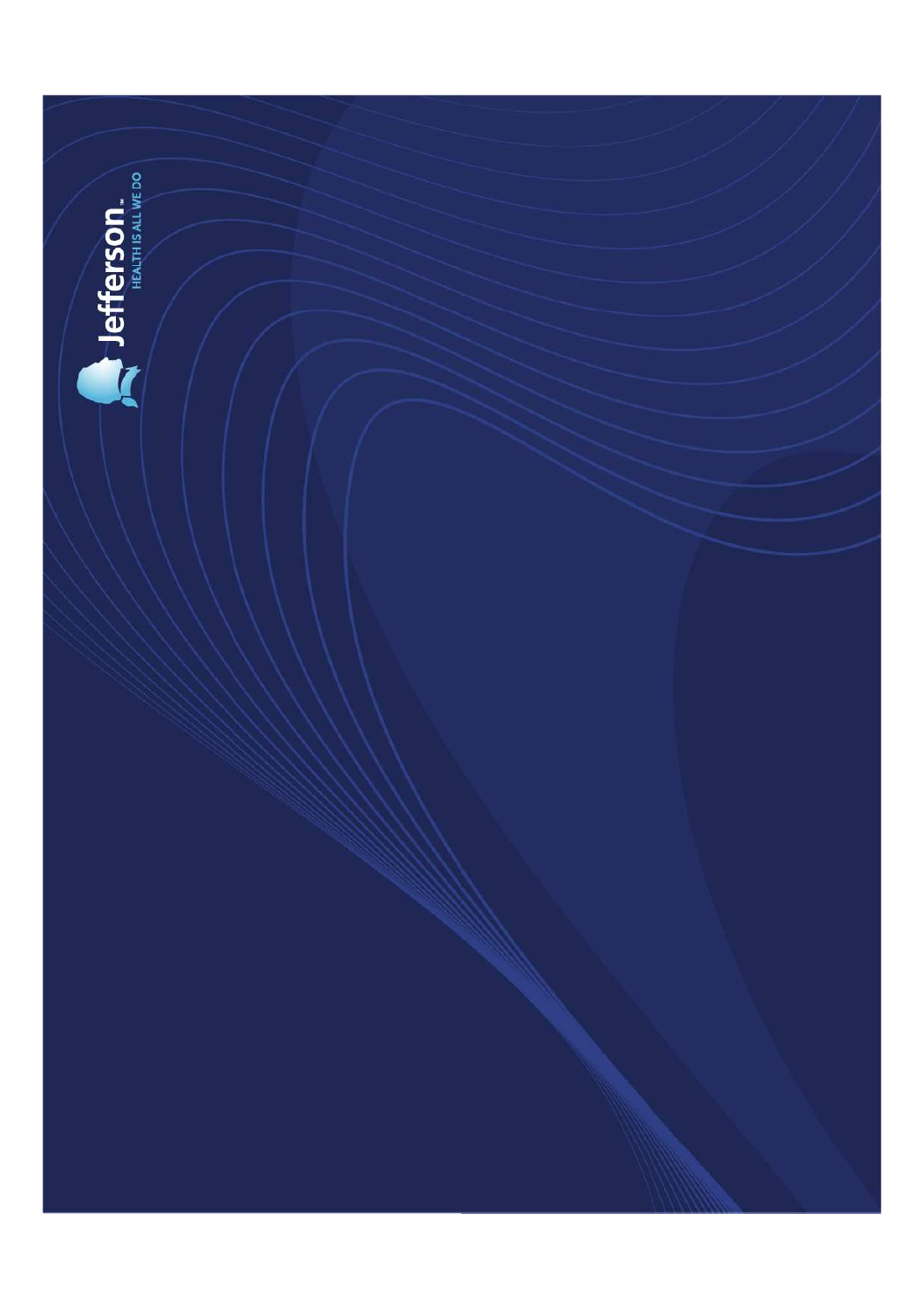Jefferson™

HEALTH IS ALL WE DO